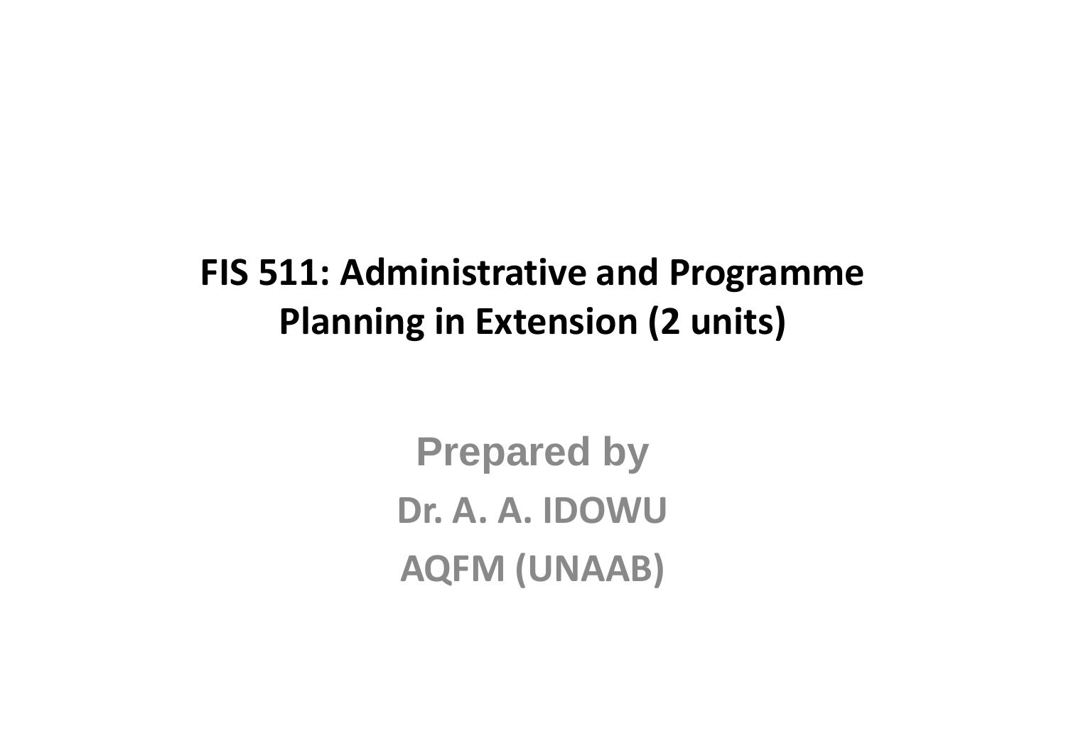# FIS 511: Administrative and Programme Planning in Extension (2 units)

**Prepared by**

**Dr. A. A. IDOWU**

**AQFM (UNAAB)**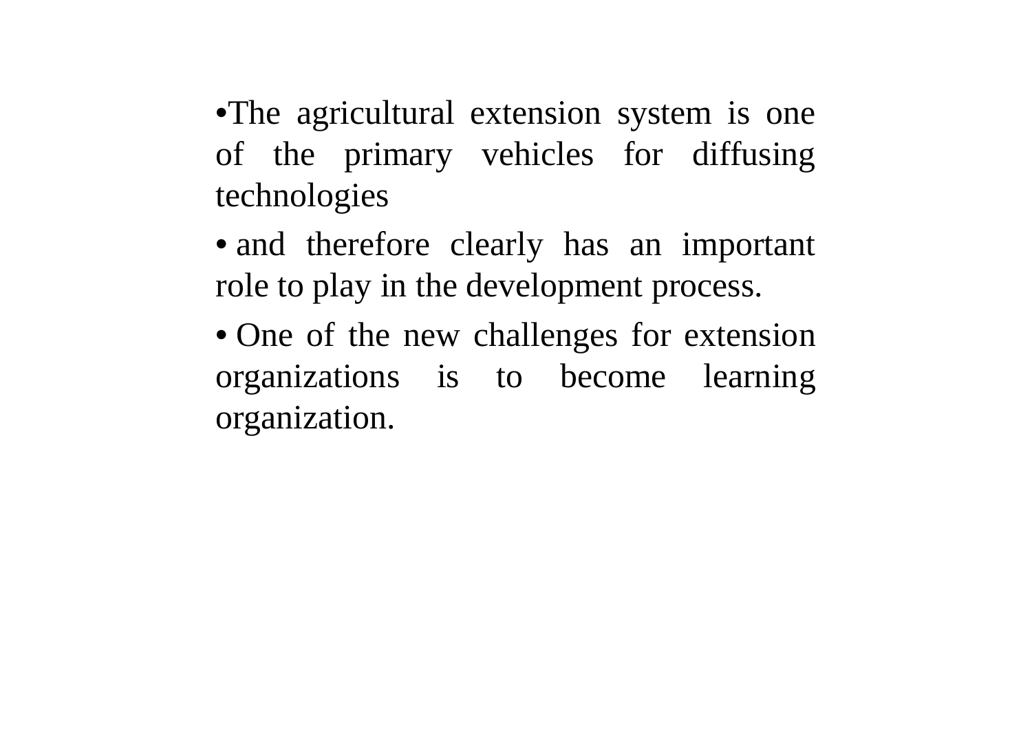- The agricultural extension system is one of the primary vehicles for diffusing technologies
- and therefore clearly has an important role to play in the development process.
- One of the new challenges for extension organizations is to become learning organization.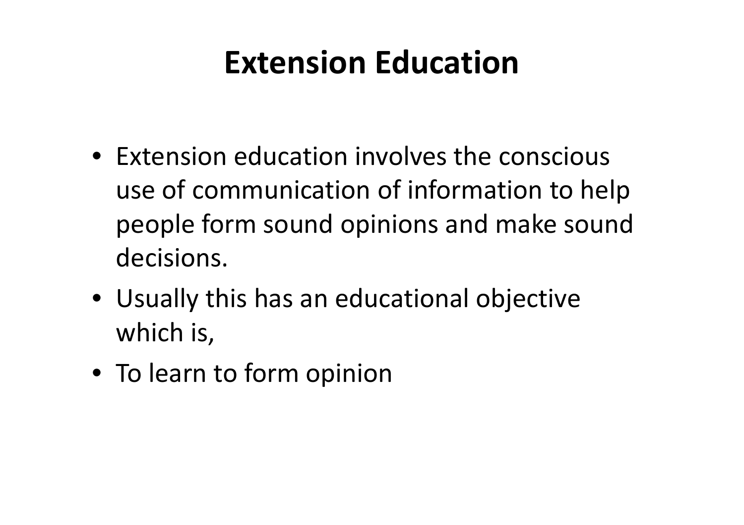# Extension Education

- Extension education involves the conscious use of communication of information to help people form sound opinions and make sound decisions.
- Usually this has an educational objective which is,
- To learn to form opinion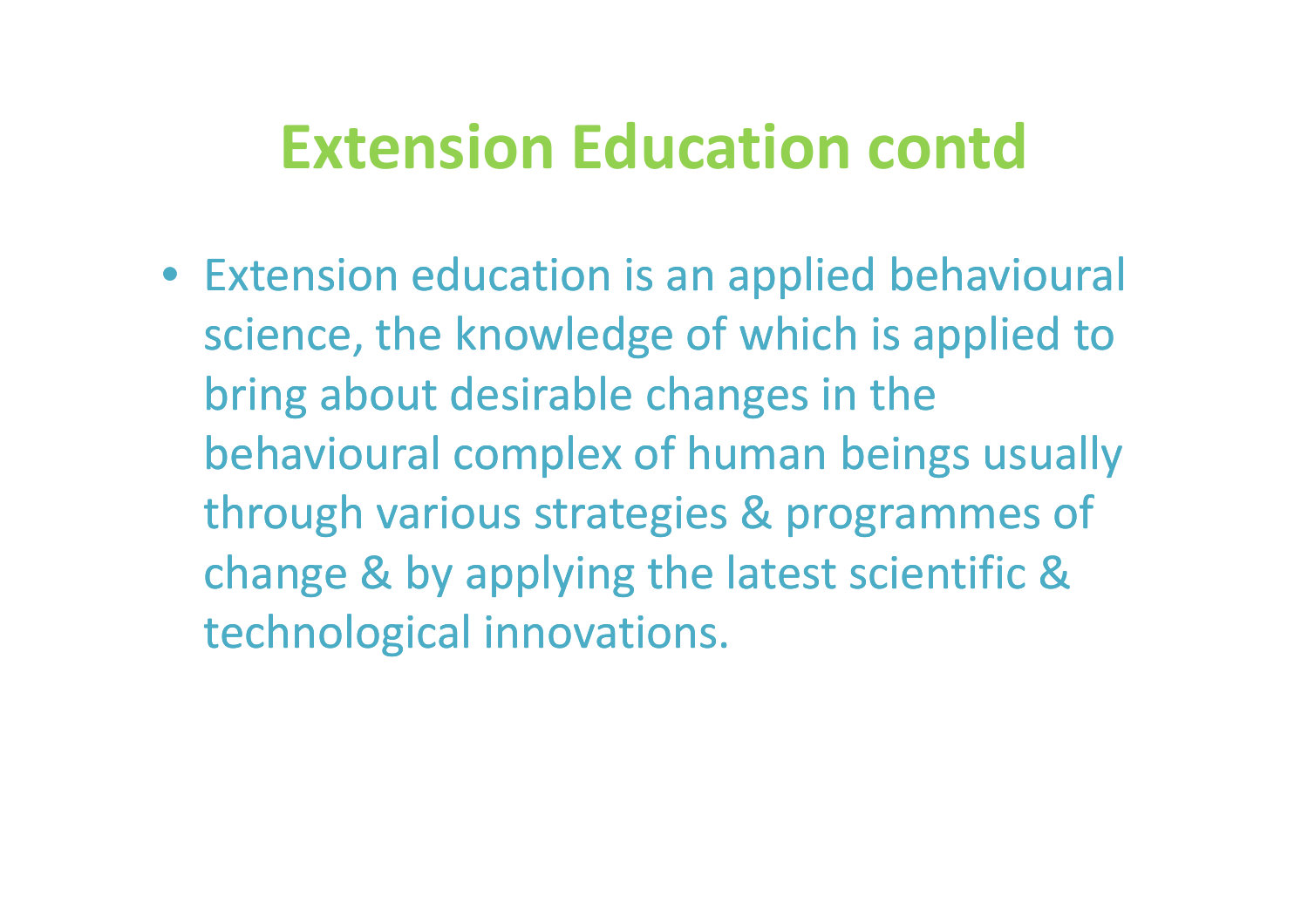# Extension Education contd

- Extension education is an applied behavioural science, the knowledge of which is applied to bring about desirable changes in the behavioural complex of human beings usually through various strategies & programmes of change & by applying the latest scientific & technological innovations.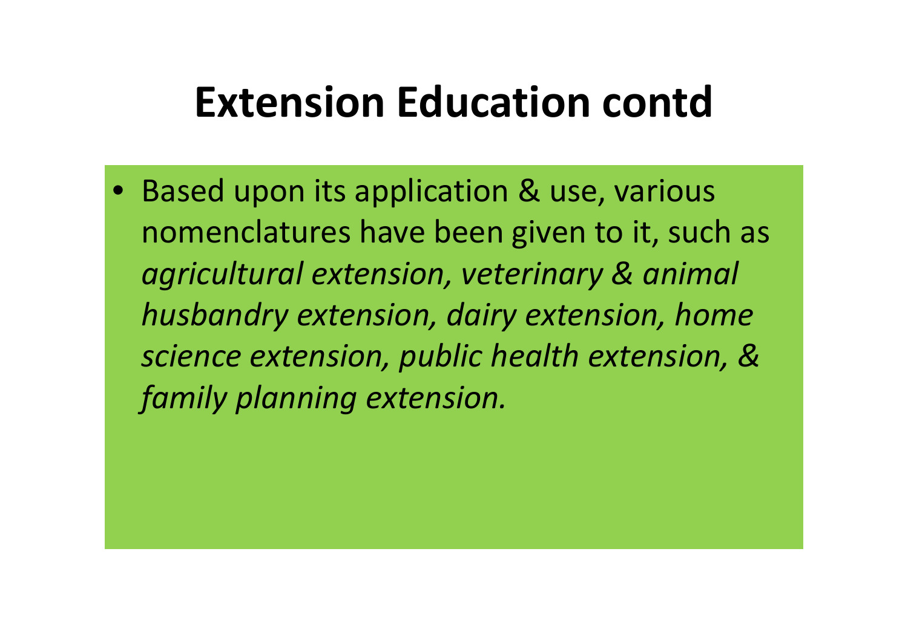# Extension Education contd

- Based upon its application & use, various nomenclatures have been given to it, such as *agricultural extension, veterinary & animal husbandry extension, dairy extension, home science extension, public health extension, & family planning extension.*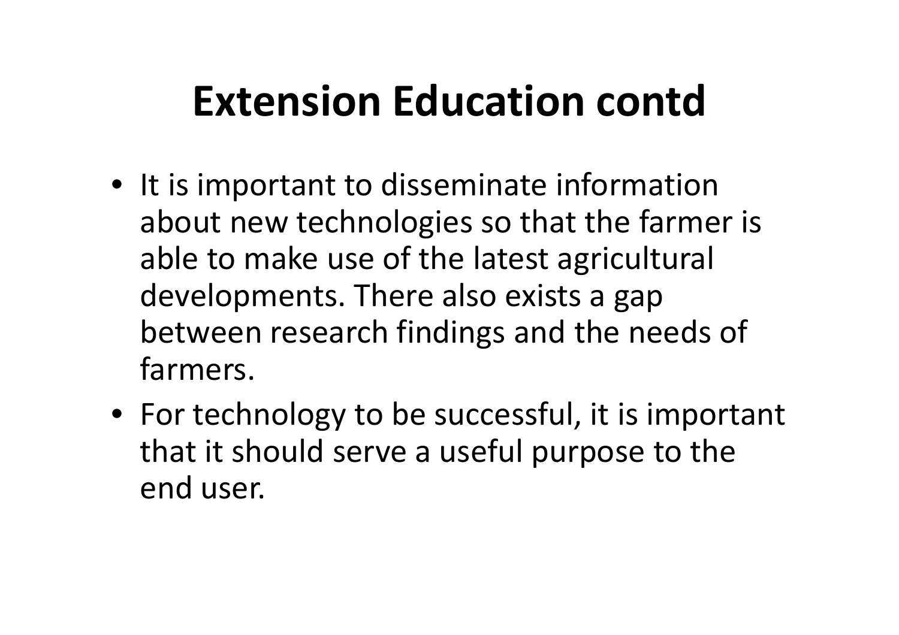# Extension Education contd

- It is important to disseminate information about new technologies so that the farmer is able to make use of the latest agricultural developments. There also exists a gap between research findings and the needs of farmers.
- For technology to be successful, it is important that it should serve a useful purpose to the end user.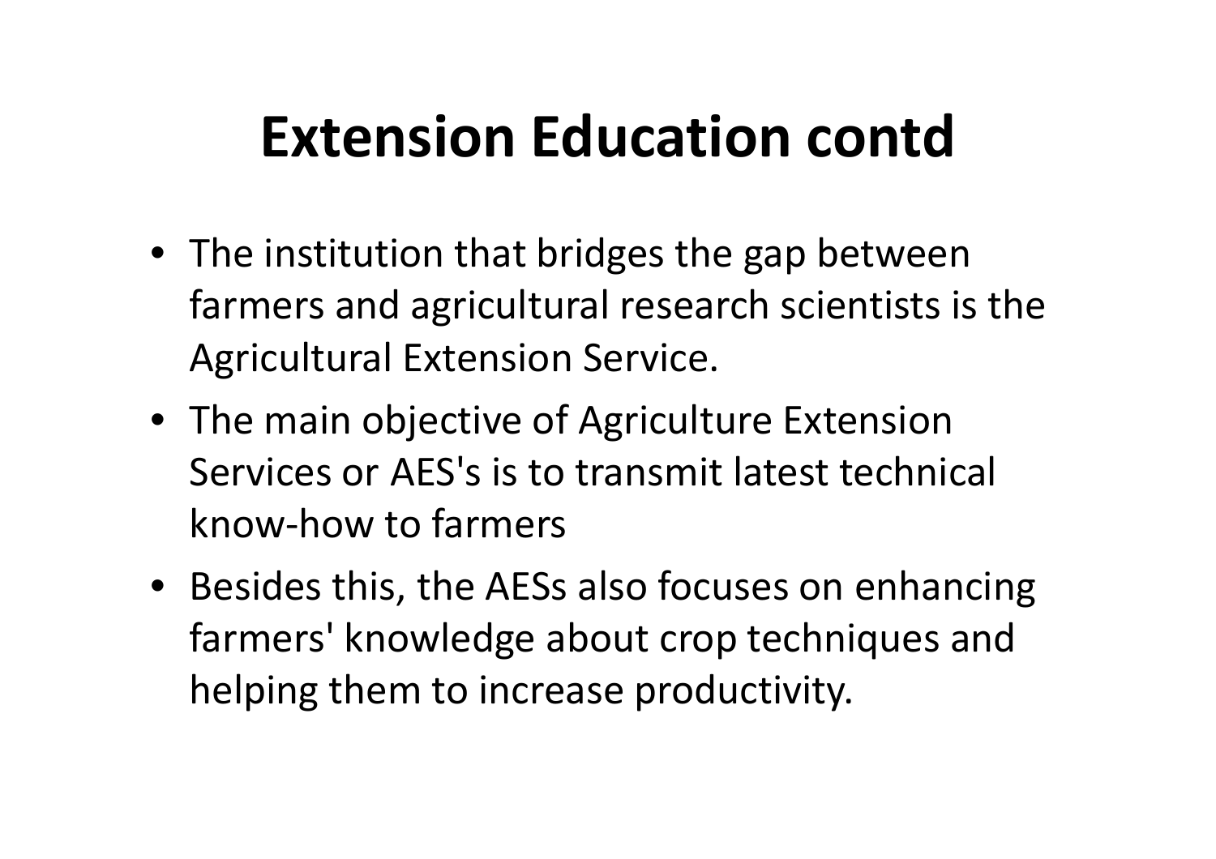# Extension Education contd

- The institution that bridges the gap between farmers and agricultural research scientists is the Agricultural Extension Service.
- The main objective of Agriculture Extension Services or AES's is to transmit latest technical know-how to farmers
- Besides this, the AESs also focuses on enhancing farmers' knowledge about crop techniques and helping them to increase productivity.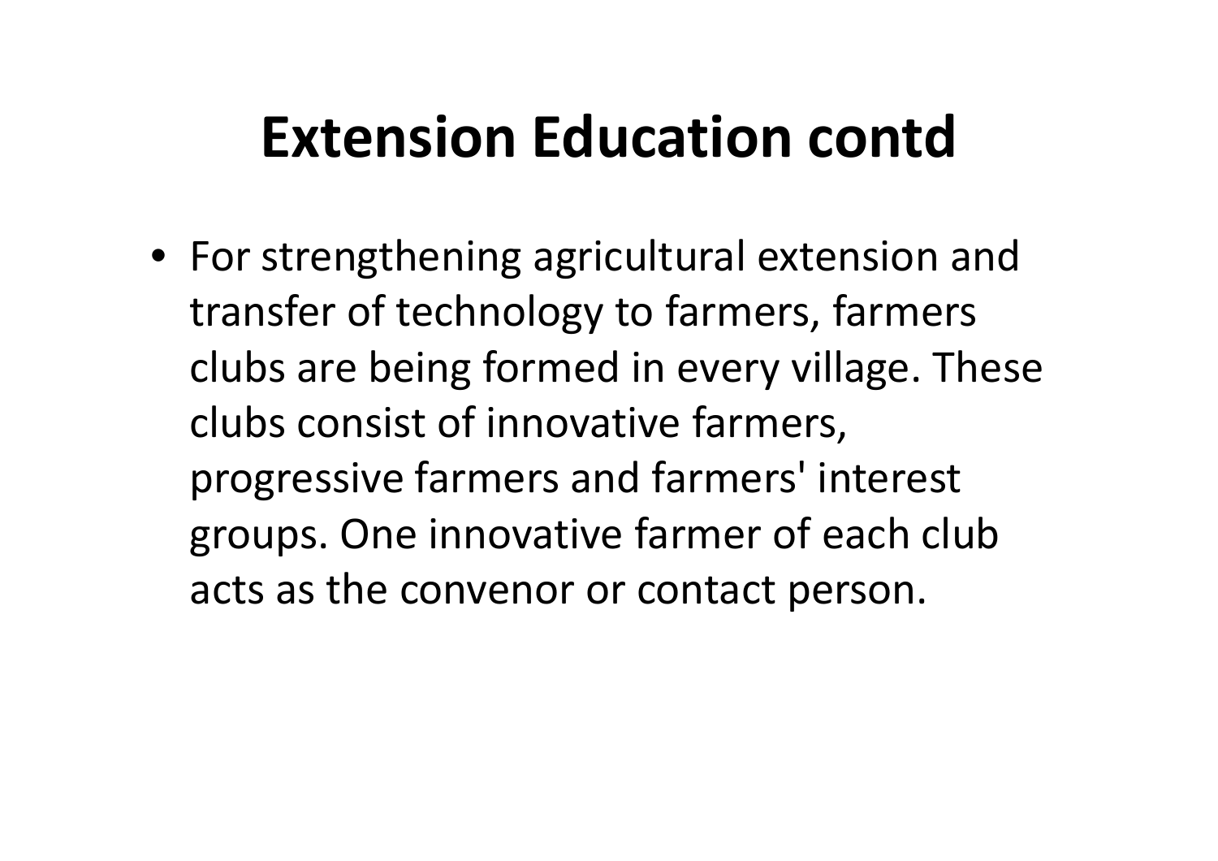# Extension Education contd

- For strengthening agricultural extension and transfer of technology to farmers, farmers clubs are being formed in every village. These clubs consist of innovative farmers, progressive farmers and farmers' interest groups. One innovative farmer of each club acts as the convenor or contact person.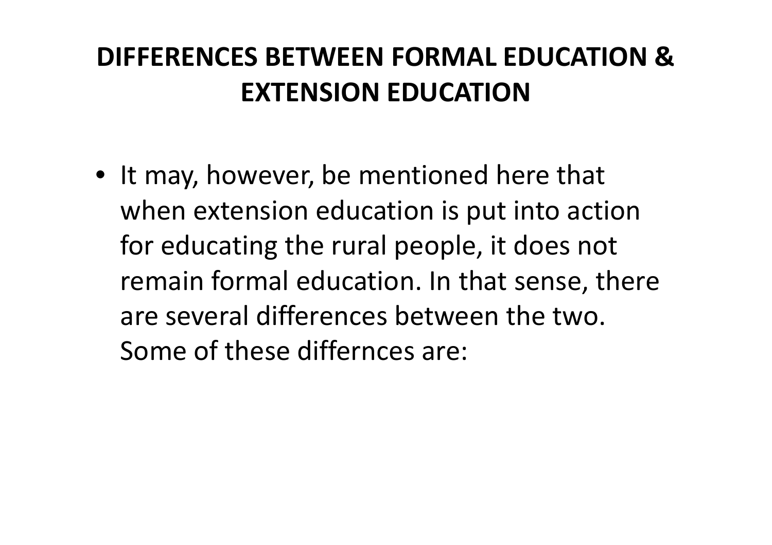# DIFFERENCES BETWEEN FORMAL EDUCATION & EXTENSION EDUCATION

- It may, however, be mentioned here that when extension education is put into action for educating the rural people, it does not remain formal education. In that sense, there are several differences between the two. Some of these differnces are: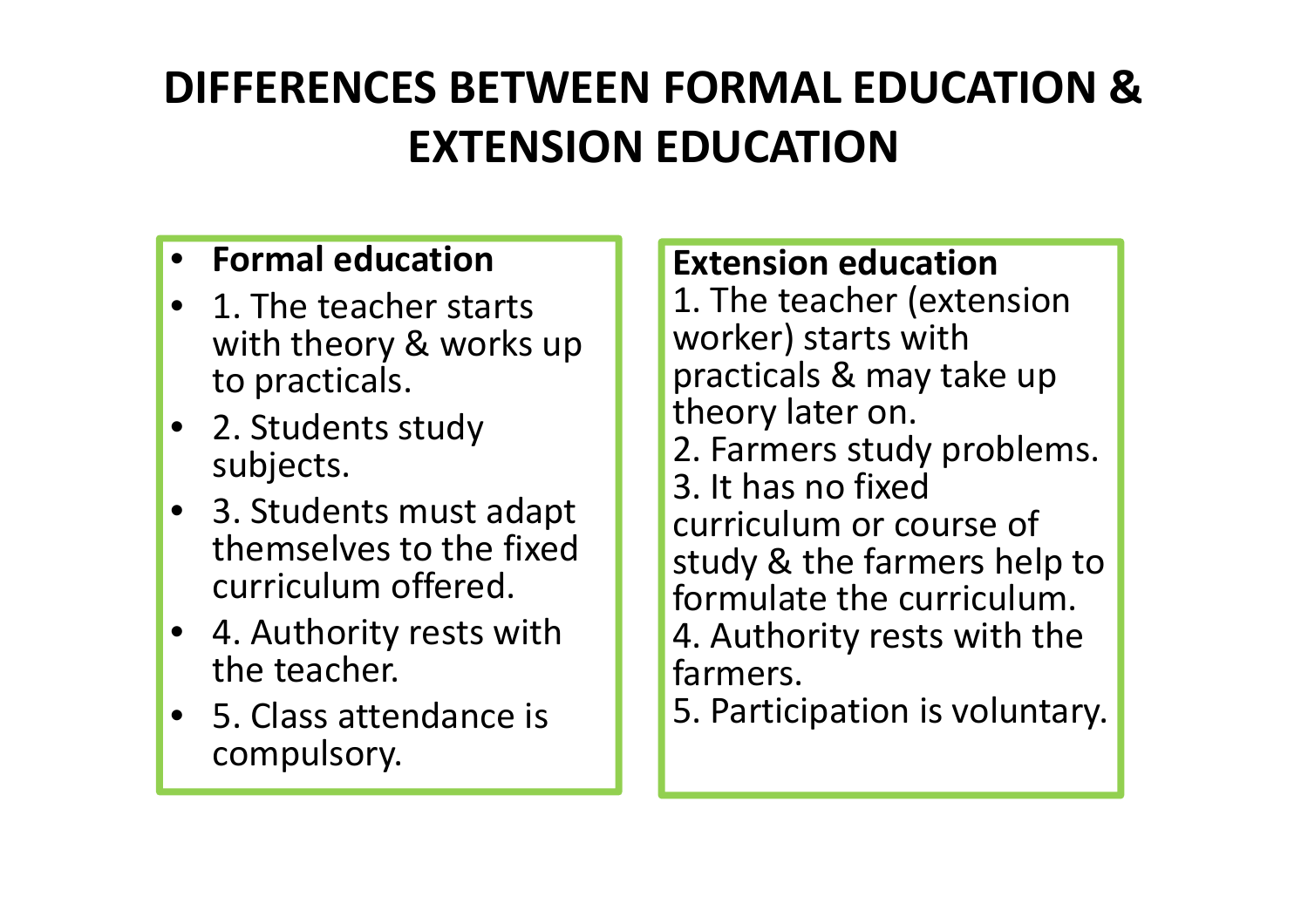# DIFFERENCES BETWEEN FORMAL EDUCATION & EXTENSION EDUCATION

- **Formal education**
- 1. The teacher starts with theory & works up to practicals.
- 2. Students study subjects.
- 3. Students must adapt themselves to the fixed curriculum offered.
- 4. Authority rests with the teacher.
- 5. Class attendance is compulsory.

**Extension education**

1. The teacher (extension worker) starts with practicals & may take up theory later on.
2. Farmers study problems.
3. It has no fixed curriculum or course of study & the farmers help to formulate the curriculum.
4. Authority rests with the farmers.
5. Participation is voluntary.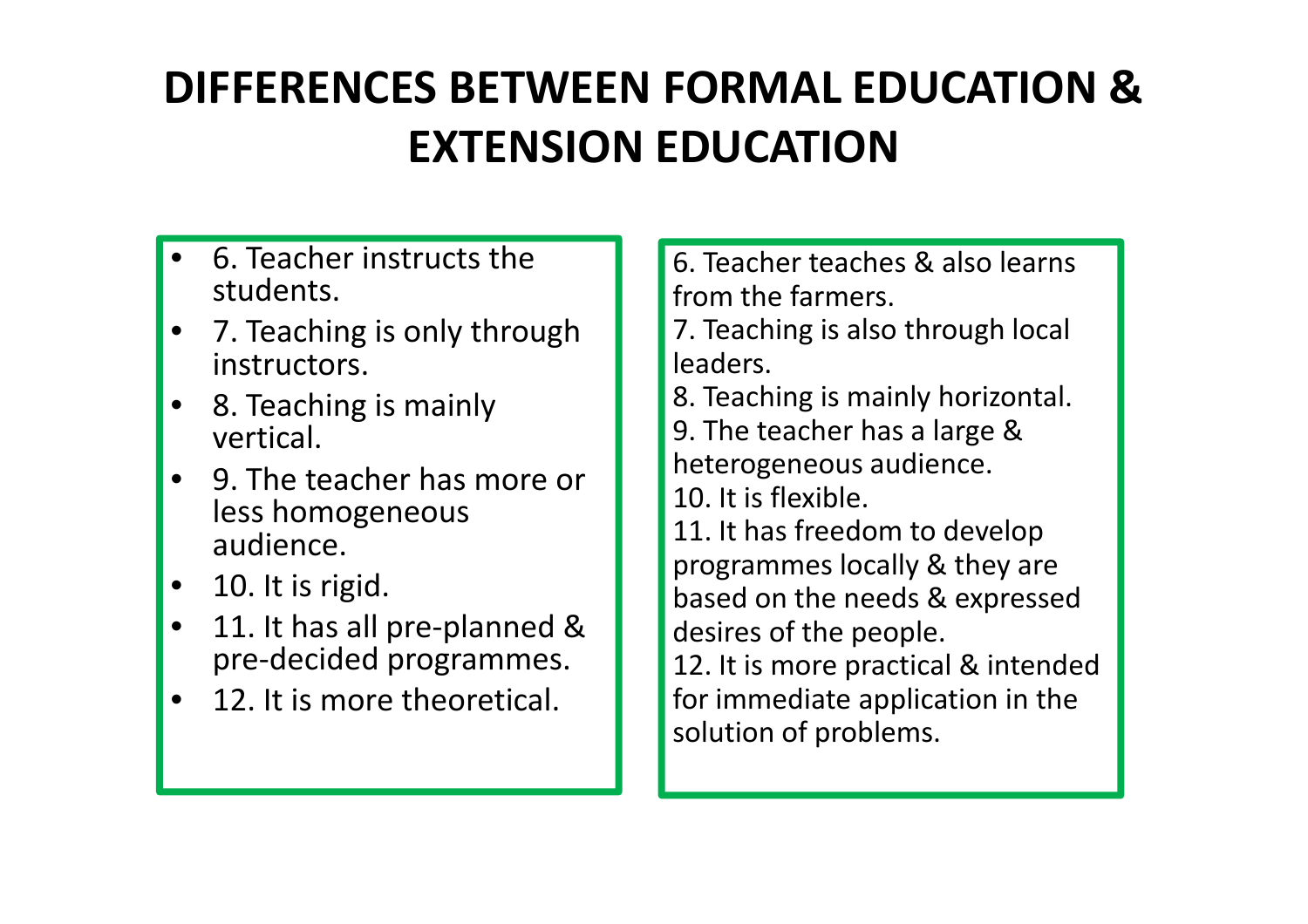# DIFFERENCES BETWEEN FORMAL EDUCATION & EXTENSION EDUCATION

- 6. Teacher instructs the students.
- 7. Teaching is only through instructors.
- 8. Teaching is mainly vertical.
- 9. The teacher has more or less homogeneous audience.
- 10. It is rigid.
- 11. It has all pre-planned & pre-decided programmes.
- 12. It is more theoretical.

6. Teacher teaches & also learns from the farmers.
7. Teaching is also through local leaders.
8. Teaching is mainly horizontal.
9. The teacher has a large & heterogeneous audience.
10. It is flexible.
11. It has freedom to develop programmes locally & they are based on the needs & expressed desires of the people.
12. It is more practical & intended for immediate application in the solution of problems.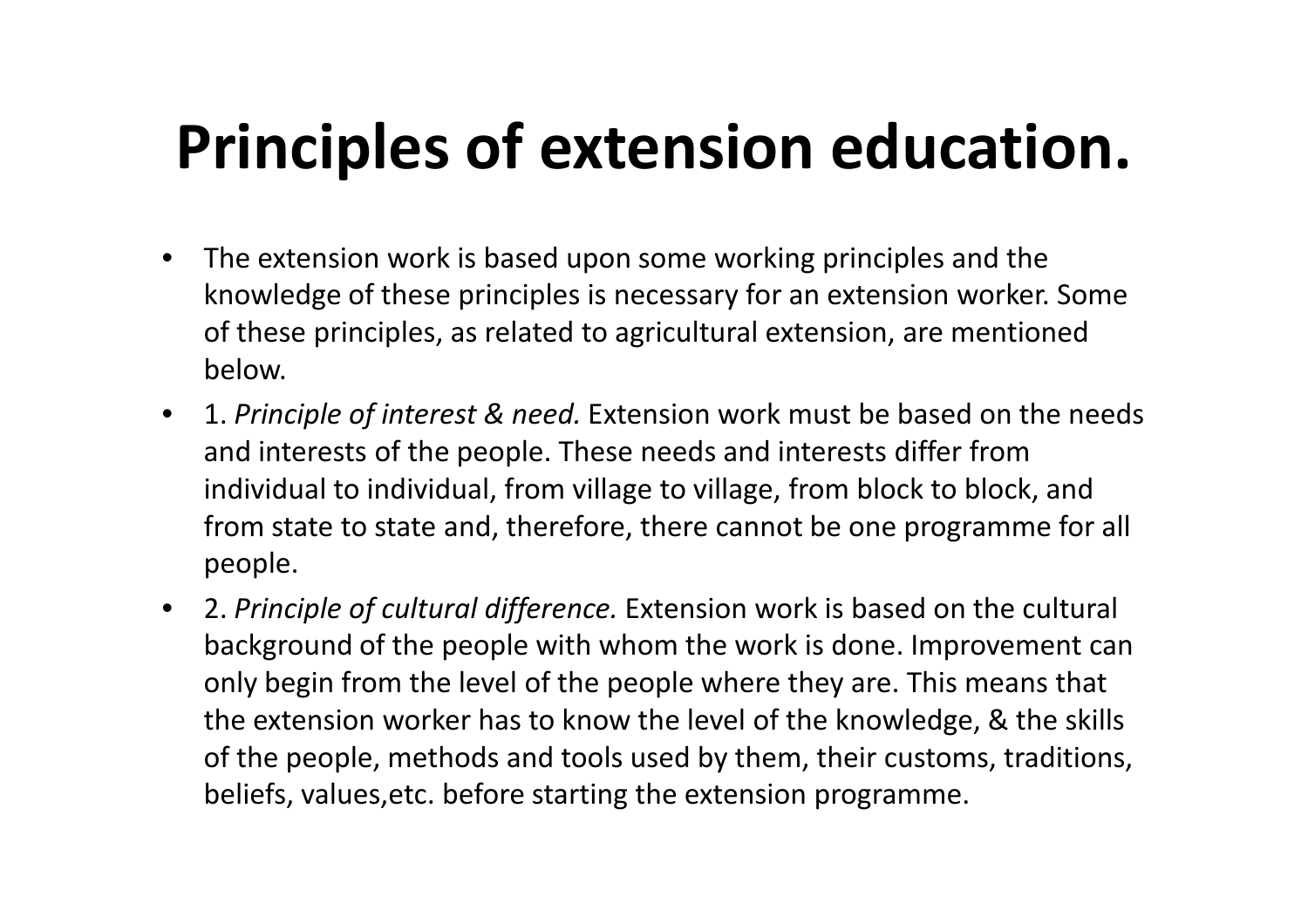# Principles of extension education.

- The extension work is based upon some working principles and the knowledge of these principles is necessary for an extension worker. Some of these principles, as related to agricultural extension, are mentioned below.
- 1. *Principle of interest & need.* Extension work must be based on the needs and interests of the people. These needs and interests differ from individual to individual, from village to village, from block to block, and from state to state and, therefore, there cannot be one programme for all people.
- 2. *Principle of cultural difference.* Extension work is based on the cultural background of the people with whom the work is done. Improvement can only begin from the level of the people where they are. This means that the extension worker has to know the level of the knowledge, & the skills of the people, methods and tools used by them, their customs, traditions, beliefs, values,etc. before starting the extension programme.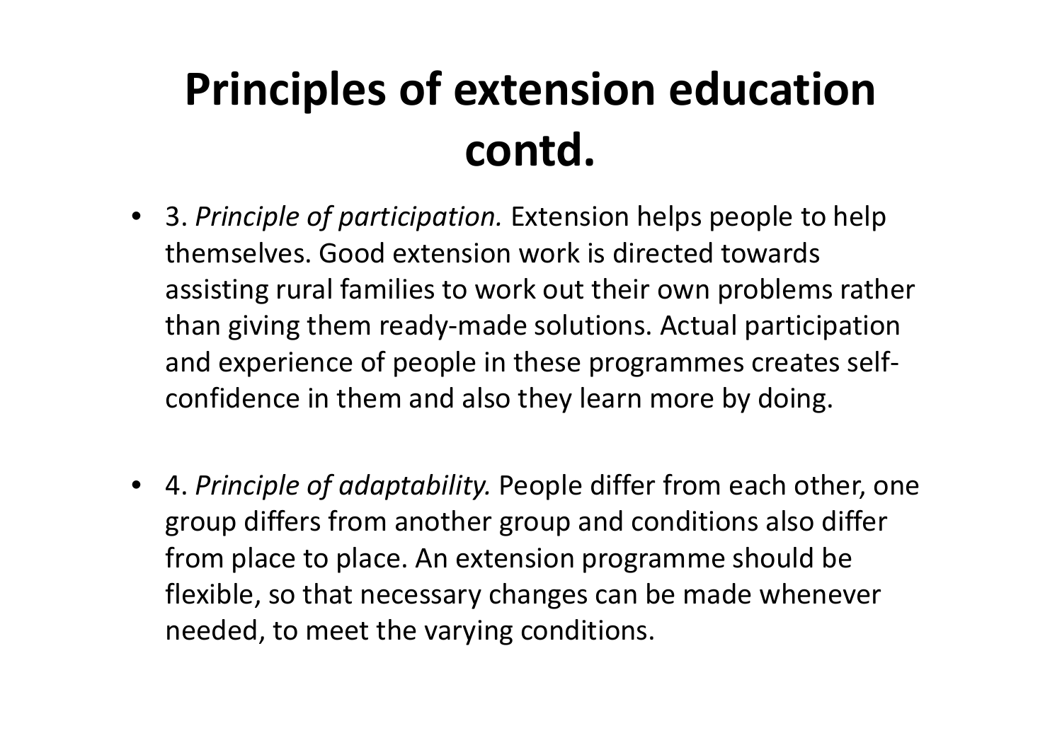# Principles of extension education contd.

- 3. *Principle of participation.* Extension helps people to help themselves. Good extension work is directed towards assisting rural families to work out their own problems rather than giving them ready-made solutions. Actual participation and experience of people in these programmes creates self-confidence in them and also they learn more by doing.

- 4. *Principle of adaptability.* People differ from each other, one group differs from another group and conditions also differ from place to place. An extension programme should be flexible, so that necessary changes can be made whenever needed, to meet the varying conditions.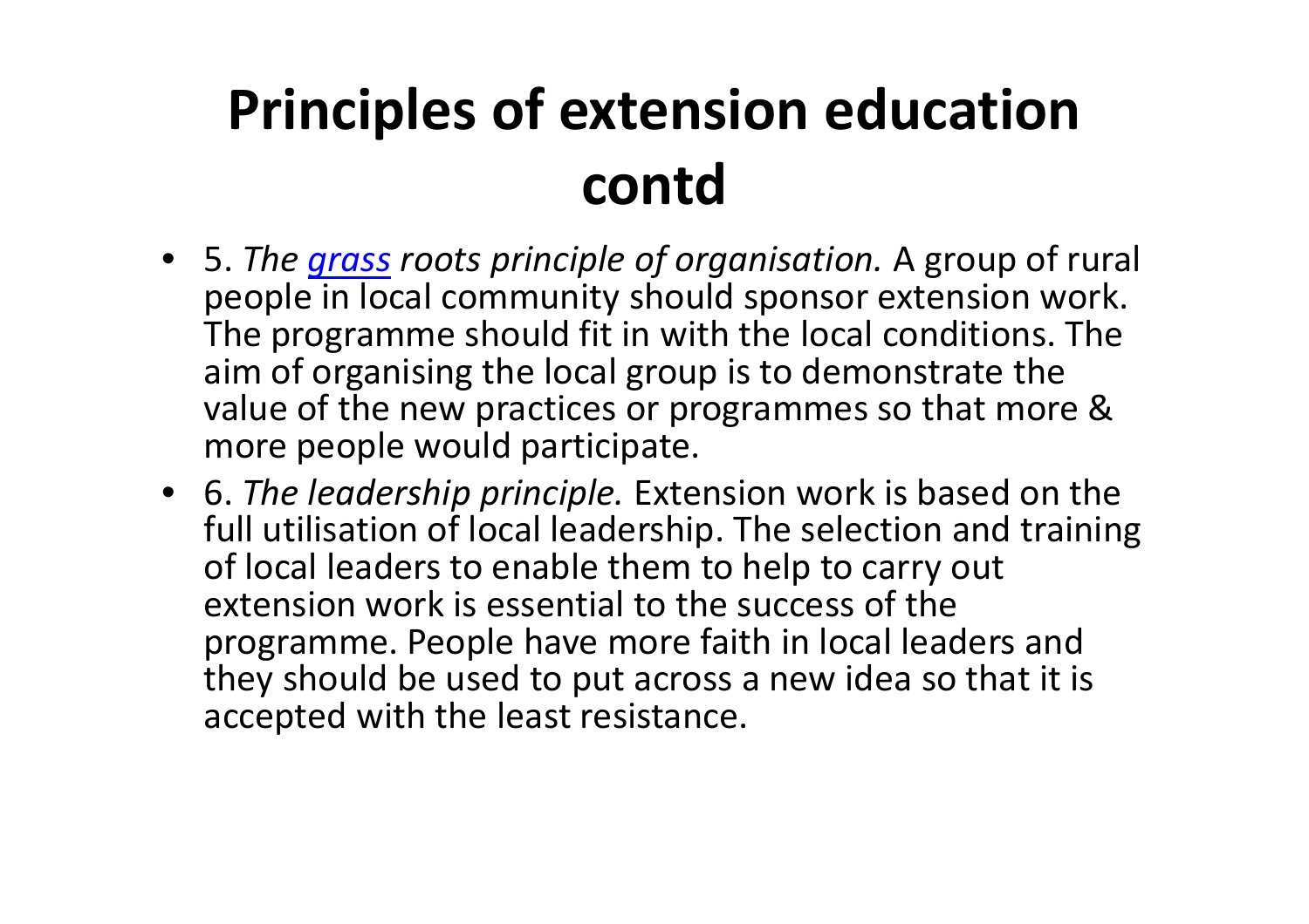# Principles of extension education contd

- 5. *The grass roots principle of organisation.* A group of rural people in local community should sponsor extension work. The programme should fit in with the local conditions. The aim of organising the local group is to demonstrate the value of the new practices or programmes so that more & more people would participate.
- 6. *The leadership principle.* Extension work is based on the full utilisation of local leadership. The selection and training of local leaders to enable them to help to carry out extension work is essential to the success of the programme. People have more faith in local leaders and they should be used to put across a new idea so that it is accepted with the least resistance.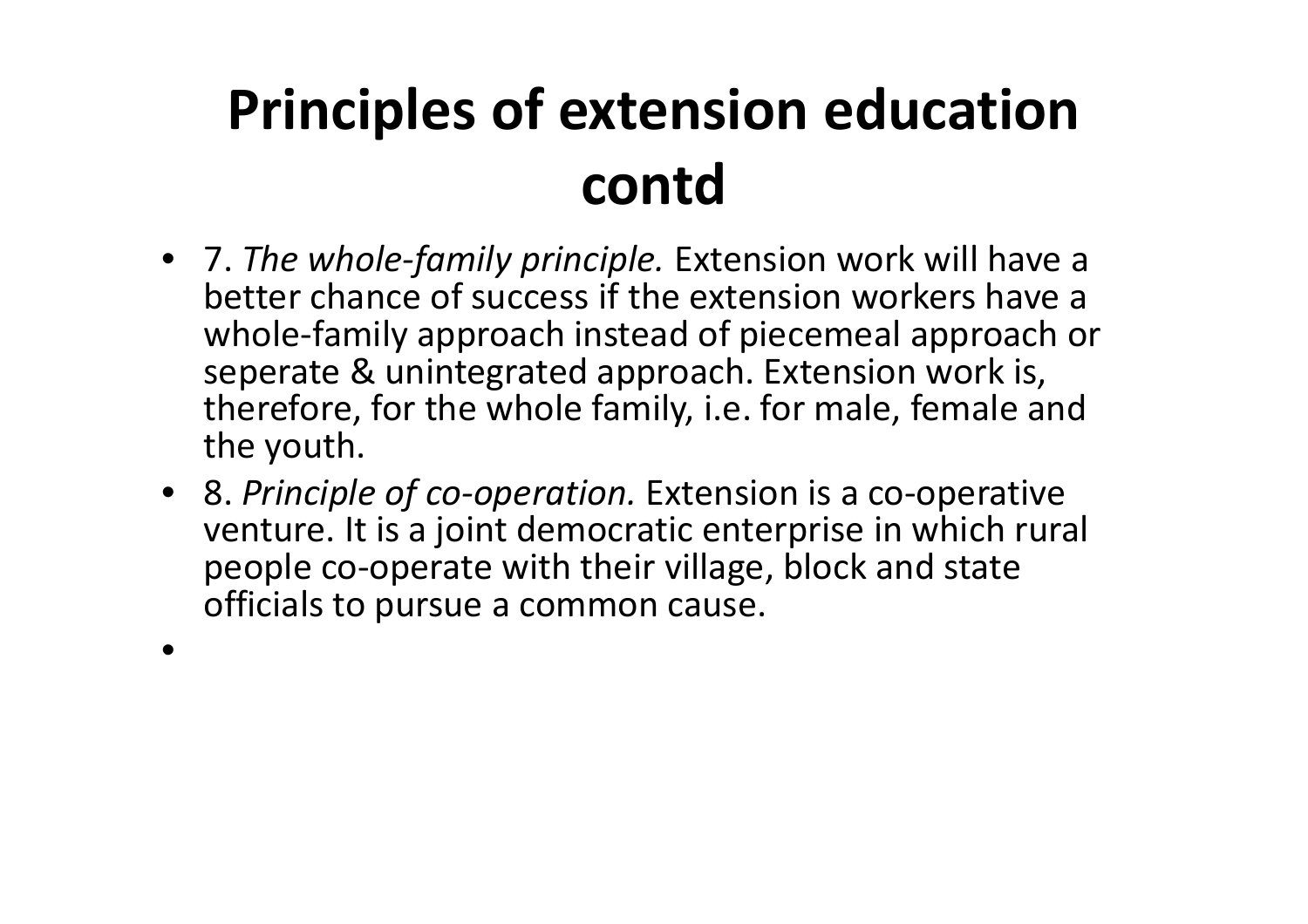# Principles of extension education contd

- 7. *The whole-family principle.* Extension work will have a better chance of success if the extension workers have a whole-family approach instead of piecemeal approach or seperate & unintegrated approach. Extension work is, therefore, for the whole family, i.e. for male, female and the youth.
- 8. *Principle of co-operation.* Extension is a co-operative venture. It is a joint democratic enterprise in which rural people co-operate with their village, block and state officials to pursue a common cause.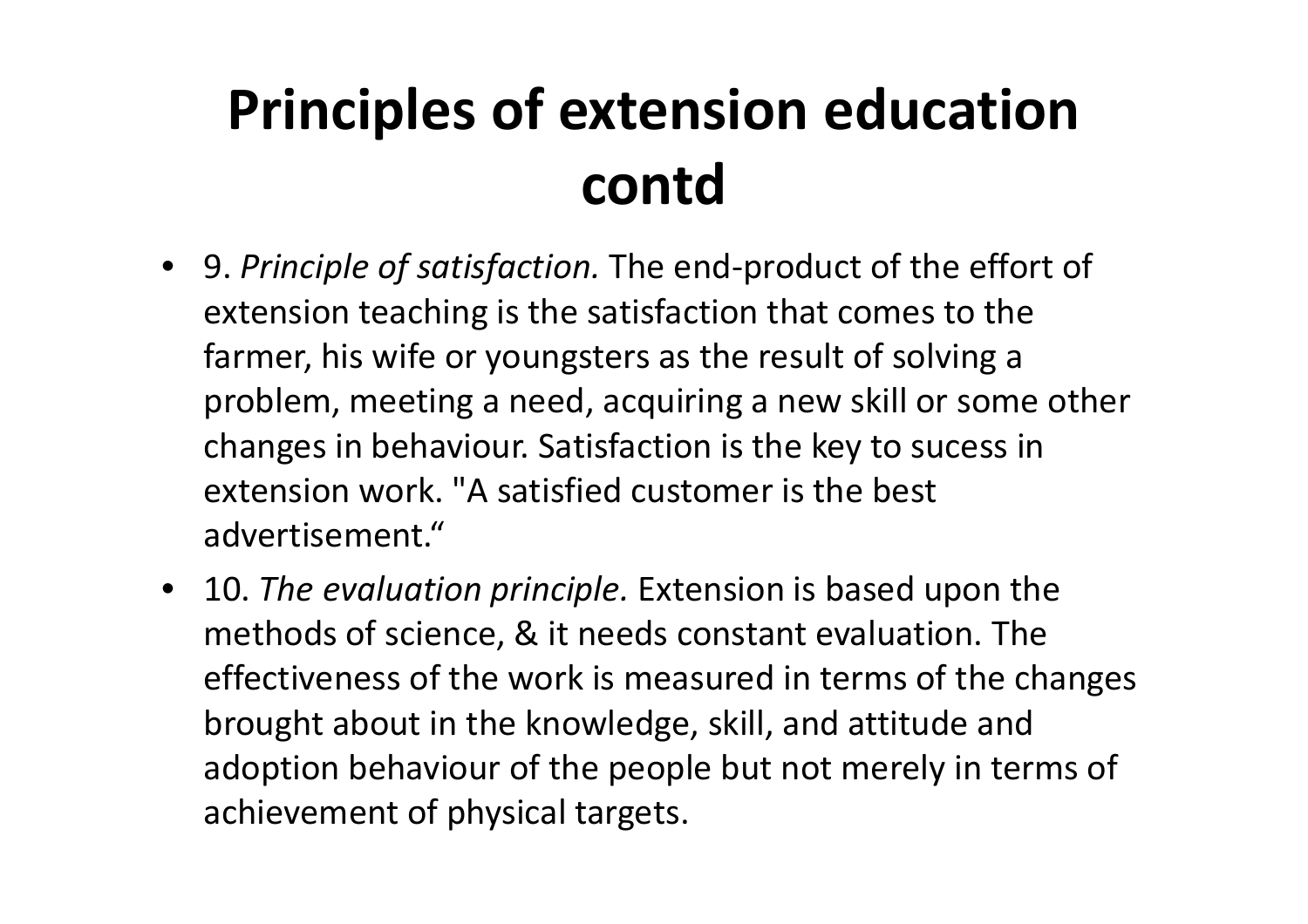# Principles of extension education contd

- 9. *Principle of satisfaction.* The end-product of the effort of extension teaching is the satisfaction that comes to the farmer, his wife or youngsters as the result of solving a problem, meeting a need, acquiring a new skill or some other changes in behaviour. Satisfaction is the key to sucess in extension work. "A satisfied customer is the best advertisement."
- 10. *The evaluation principle.* Extension is based upon the methods of science, & it needs constant evaluation. The effectiveness of the work is measured in terms of the changes brought about in the knowledge, skill, and attitude and adoption behaviour of the people but not merely in terms of achievement of physical targets.